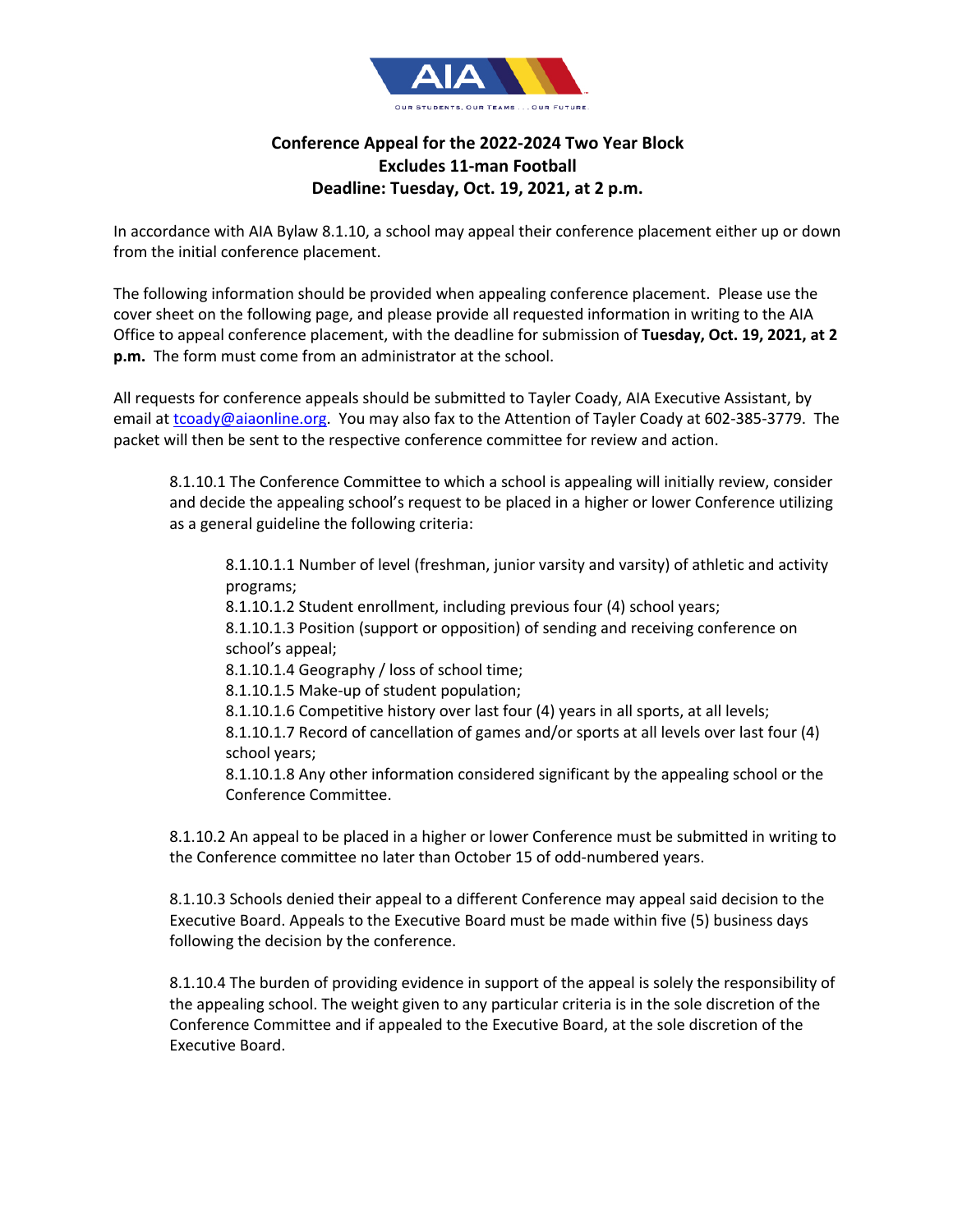**Conference Appeal for the 2022-2024 Two Year Block**
**Excludes 11-man Football**
**Deadline: Tuesday, Oct. 19, 2021, at 2 p.m.**

In accordance with AIA Bylaw 8.1.10, a school may appeal their conference placement either up or down from the initial conference placement.

The following information should be provided when appealing conference placement. Please use the cover sheet on the following page, and please provide all requested information in writing to the AIA Office to appeal conference placement, with the deadline for submission of **Tuesday, Oct. 19, 2021, at 2 p.m.** The form must come from an administrator at the school.

All requests for conference appeals should be submitted to Tayler Coady, AIA Executive Assistant, by email at tcoady@aiaonline.org. You may also fax to the Attention of Tayler Coady at 602-385-3779. The packet will then be sent to the respective conference committee for review and action.

> 8.1.10.1 The Conference Committee to which a school is appealing will initially review, consider and decide the appealing school's request to be placed in a higher or lower Conference utilizing as a general guideline the following criteria:
>
> > 8.1.10.1.1 Number of level (freshman, junior varsity and varsity) of athletic and activity programs;
> > 8.1.10.1.2 Student enrollment, including previous four (4) school years;
> > 8.1.10.1.3 Position (support or opposition) of sending and receiving conference on school's appeal;
> > 8.1.10.1.4 Geography / loss of school time;
> > 8.1.10.1.5 Make-up of student population;
> > 8.1.10.1.6 Competitive history over last four (4) years in all sports, at all levels;
> > 8.1.10.1.7 Record of cancellation of games and/or sports at all levels over last four (4) school years;
> > 8.1.10.1.8 Any other information considered significant by the appealing school or the Conference Committee.
>
> 8.1.10.2 An appeal to be placed in a higher or lower Conference must be submitted in writing to the Conference committee no later than October 15 of odd-numbered years.
>
> 8.1.10.3 Schools denied their appeal to a different Conference may appeal said decision to the Executive Board. Appeals to the Executive Board must be made within five (5) business days following the decision by the conference.
>
> 8.1.10.4 The burden of providing evidence in support of the appeal is solely the responsibility of the appealing school. The weight given to any particular criteria is in the sole discretion of the Conference Committee and if appealed to the Executive Board, at the sole discretion of the Executive Board.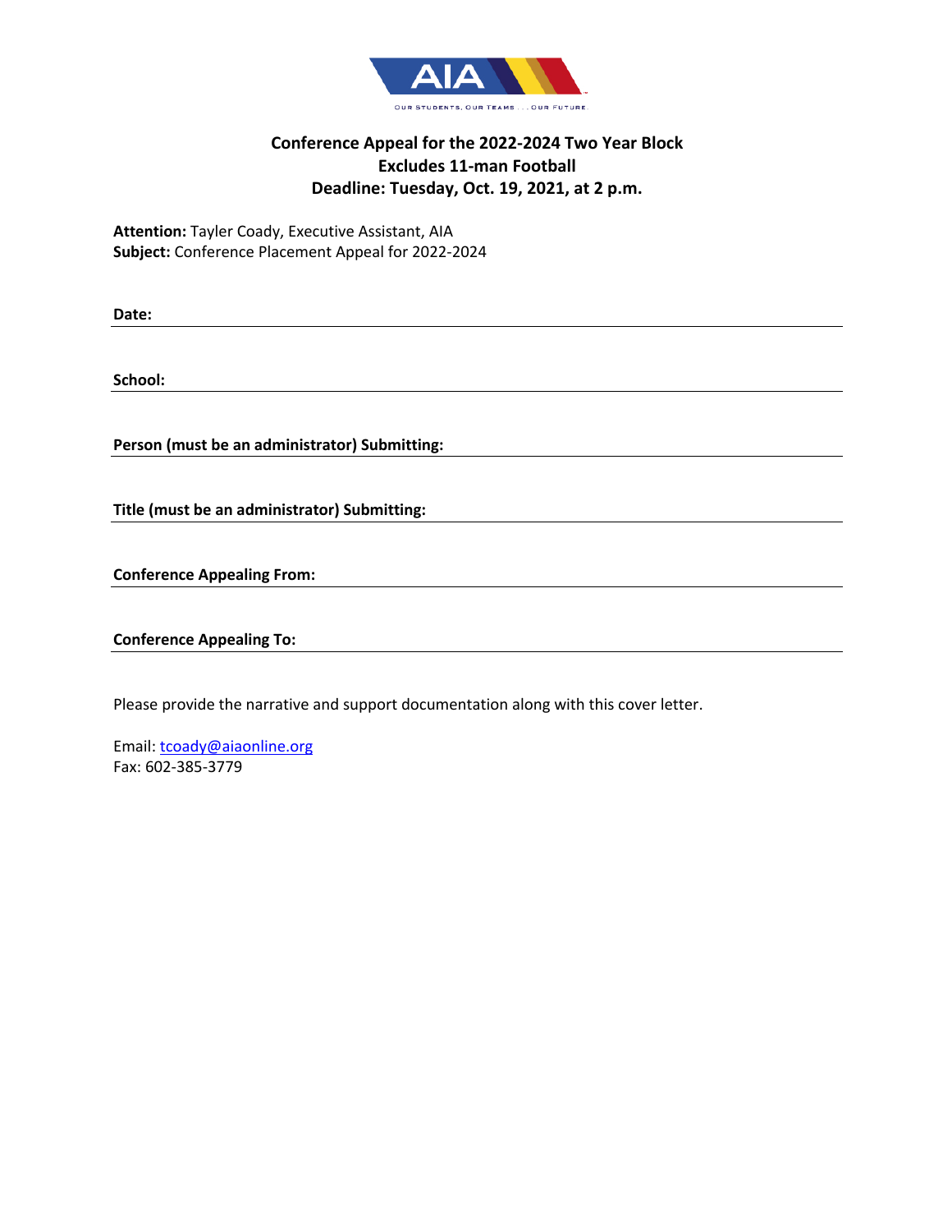AIA

OUR STUDENTS, OUR TEAMS . . . OUR FUTURE.

# Conference Appeal for the 2022-2024 Two Year Block
## Excludes 11-man Football
## Deadline: Tuesday, Oct. 19, 2021, at 2 p.m.

**Attention:** Tayler Coady, Executive Assistant, AIA
**Subject:** Conference Placement Appeal for 2022-2024

**Date:** ______________________________

**School:** ______________________________

**Person (must be an administrator) Submitting:** ______________________________

**Title (must be an administrator) Submitting:** ______________________________

**Conference Appealing From:** ______________________________

**Conference Appealing To:** ______________________________

Please provide the narrative and support documentation along with this cover letter.

Email: tcoady@aiaonline.org
Fax: 602-385-3779